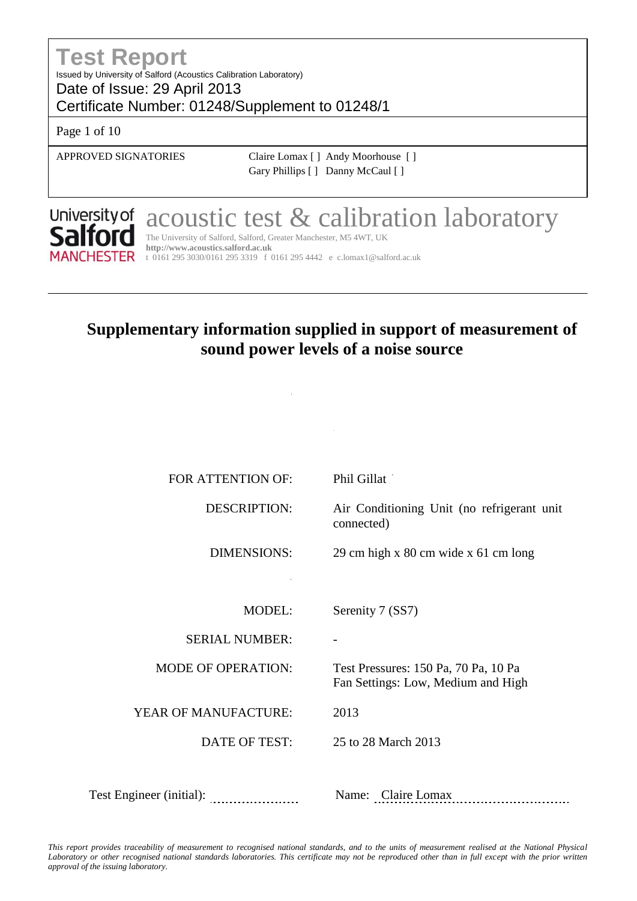# Test Report

Issued by University of Salford (Acoustics Calibration Laboratory)

Date of Issue: 29 April 2013

Certificate Number: 01248/Supplement to 01248/1

APPROVED SIGNATORIES

Claire Lomax [ ] Andy Moorhouse [ ]
Gary Phillips [ ] Danny McCaul [ ]

University of Salford MANCHESTER

acoustic test & calibration laboratory

The University of Salford, Salford, Greater Manchester, M5 4WT, UK
**http://www.acoustics.salford.ac.uk**
t 0161 295 3030/0161 295 3319 f 0161 295 4442 e c.lomax1@salford.ac.uk

## Supplementary information supplied in support of measurement of sound power levels of a noise source

| | |
|---|---|
| FOR ATTENTION OF: | Phil Gillat |
| DESCRIPTION: | Air Conditioning Unit (no refrigerant unit connected) |
| DIMENSIONS: | 29 cm high x 80 cm wide x 61 cm long |
| MODEL: | Serenity 7 (SS7) |
| SERIAL NUMBER: | - |
| MODE OF OPERATION: | Test Pressures: 150 Pa, 70 Pa, 10 Pa<br>Fan Settings: Low, Medium and High |
| YEAR OF MANUFACTURE: | 2013 |
| DATE OF TEST: | 25 to 28 March 2013 |

Test Engineer (initial): ....................

Name: Claire Lomax

*This report provides traceability of measurement to recognised national standards, and to the units of measurement realised at the National Physical Laboratory or other recognised national standards laboratories. This certificate may not be reproduced other than in full except with the prior written approval of the issuing laboratory.*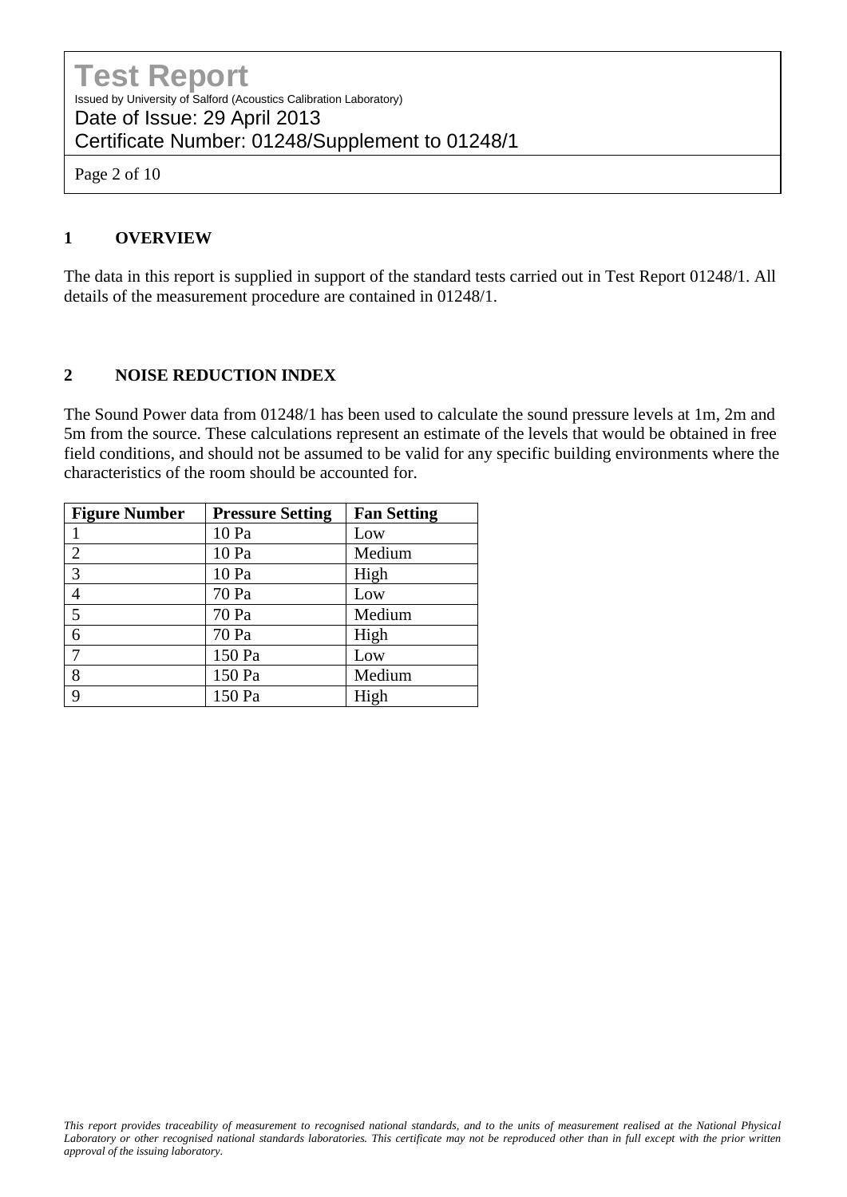## 1 OVERVIEW

The data in this report is supplied in support of the standard tests carried out in Test Report 01248/1. All details of the measurement procedure are contained in 01248/1.

## 2 NOISE REDUCTION INDEX

The Sound Power data from 01248/1 has been used to calculate the sound pressure levels at 1m, 2m and 5m from the source. These calculations represent an estimate of the levels that would be obtained in free field conditions, and should not be assumed to be valid for any specific building environments where the characteristics of the room should be accounted for.

| Figure Number | Pressure Setting | Fan Setting |
|---|---|---|
| 1 | 10 Pa | Low |
| 2 | 10 Pa | Medium |
| 3 | 10 Pa | High |
| 4 | 70 Pa | Low |
| 5 | 70 Pa | Medium |
| 6 | 70 Pa | High |
| 7 | 150 Pa | Low |
| 8 | 150 Pa | Medium |
| 9 | 150 Pa | High |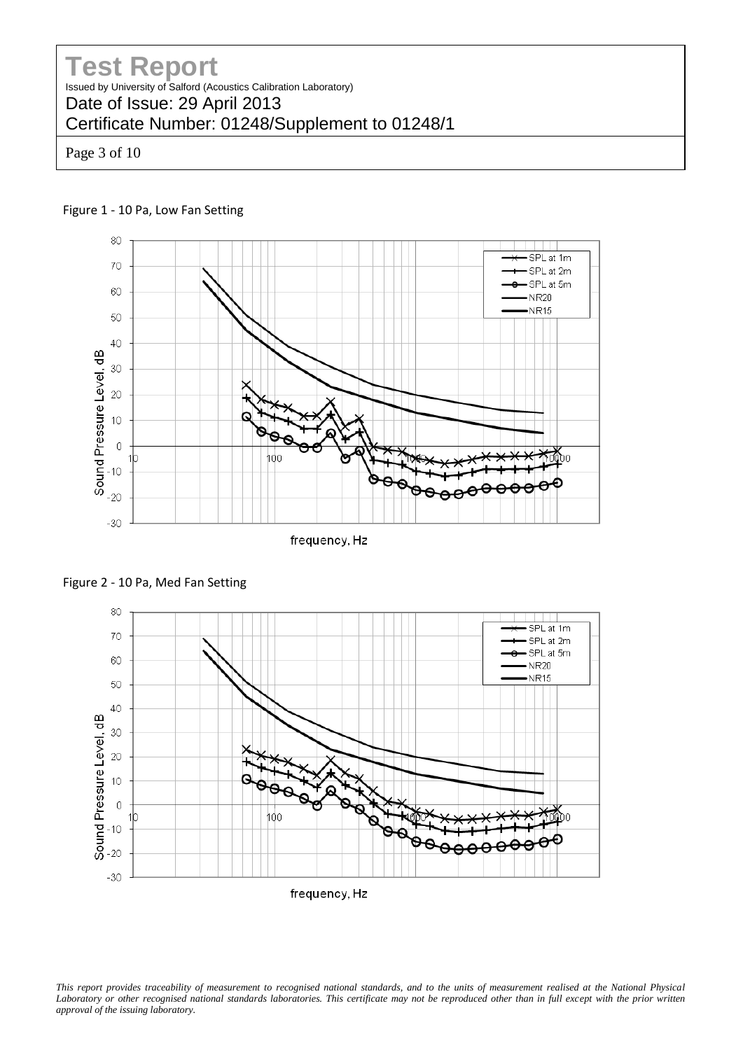# Test Report

Issued by University of Salford (Acoustics Calibration Laboratory)

Date of Issue: 29 April 2013

Certificate Number: 01248/Supplement to 01248/1

Figure 1 - 10 Pa, Low Fan Setting

Figure 2 - 10 Pa, Med Fan Setting

*This report provides traceability of measurement to recognised national standards, and to the units of measurement realised at the National Physical Laboratory or other recognised national standards laboratories. This certificate may not be reproduced other than in full except with the prior written approval of the issuing laboratory.*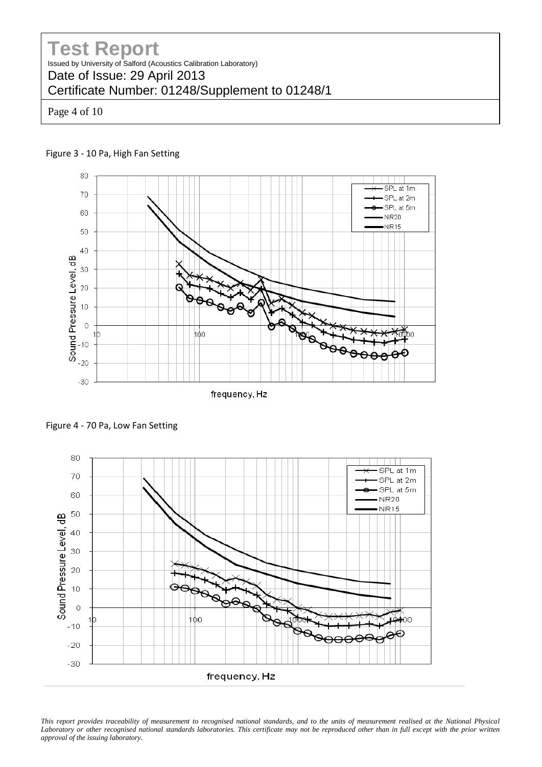Figure 3 - 10 Pa, High Fan Setting

Figure 4 - 70 Pa, Low Fan Setting

*This report provides traceability of measurement to recognised national standards, and to the units of measurement realised at the National Physical Laboratory or other recognised national standards laboratories. This certificate may not be reproduced other than in full except with the prior written approval of the issuing laboratory.*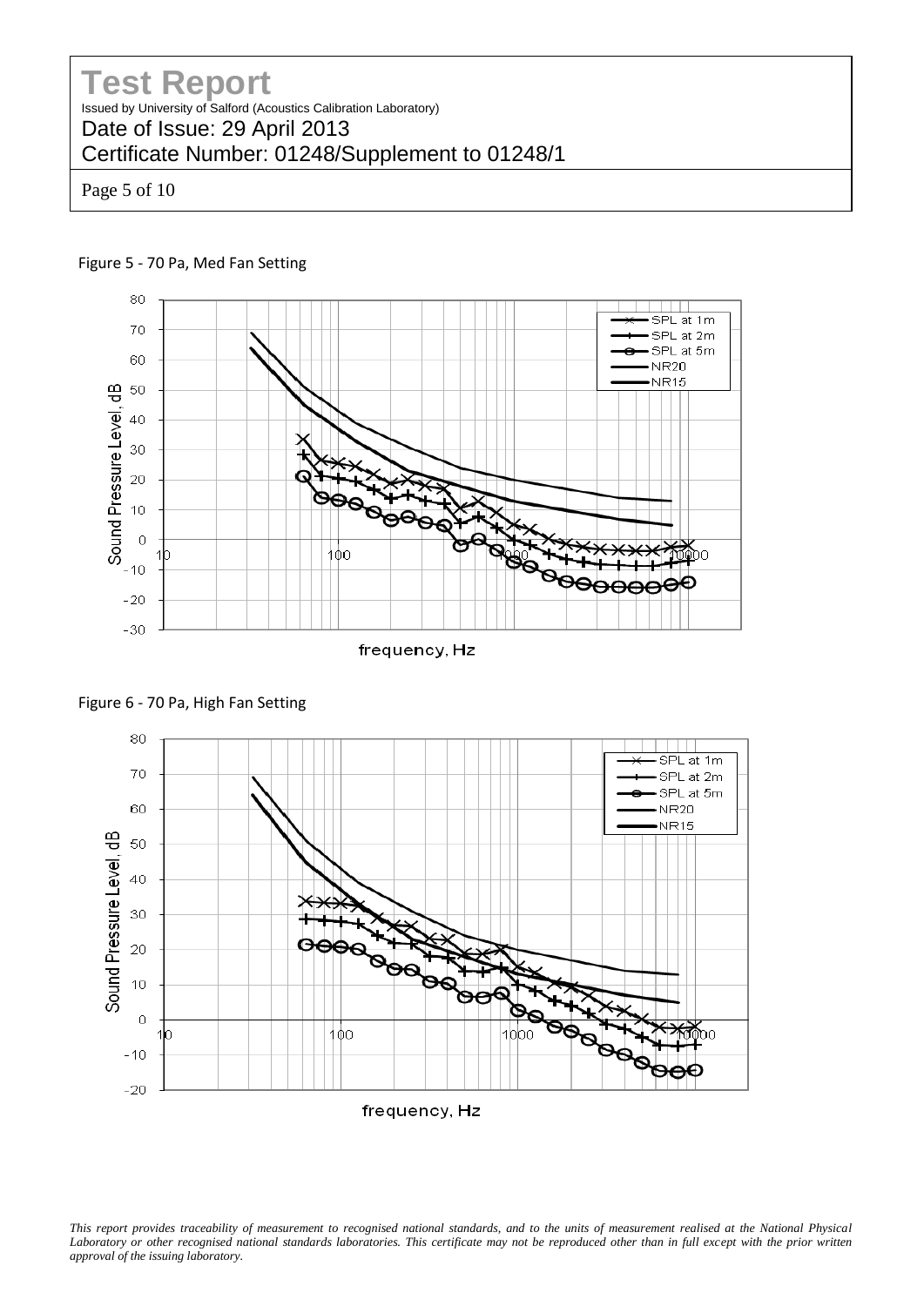Figure 5 - 70 Pa, Med Fan Setting

Figure 6 - 70 Pa, High Fan Setting

*This report provides traceability of measurement to recognised national standards, and to the units of measurement realised at the National Physical Laboratory or other recognised national standards laboratories. This certificate may not be reproduced other than in full except with the prior written approval of the issuing laboratory.*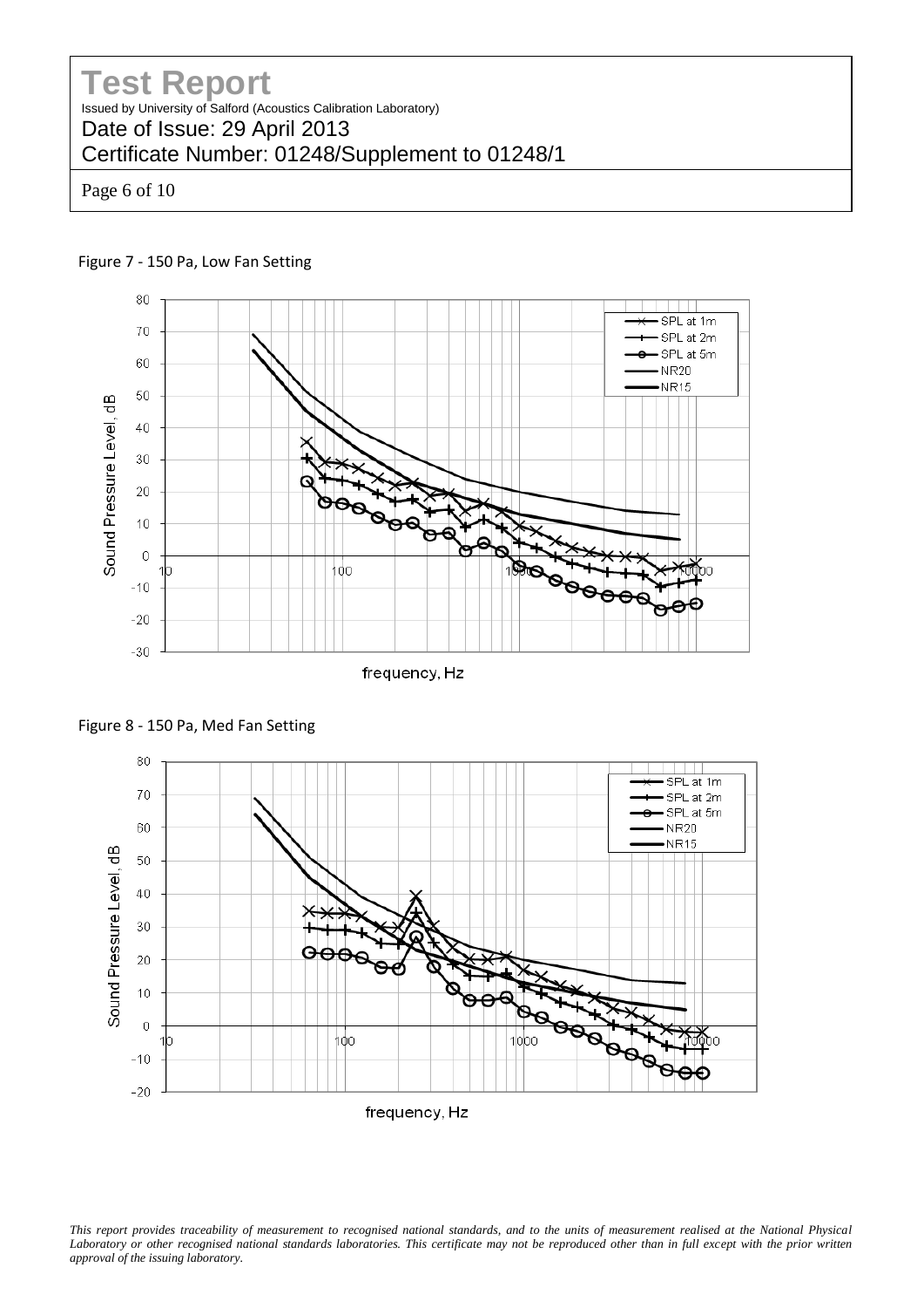Figure 7 - 150 Pa, Low Fan Setting

Figure 8 - 150 Pa, Med Fan Setting

*This report provides traceability of measurement to recognised national standards, and to the units of measurement realised at the National Physical Laboratory or other recognised national standards laboratories. This certificate may not be reproduced other than in full except with the prior written approval of the issuing laboratory.*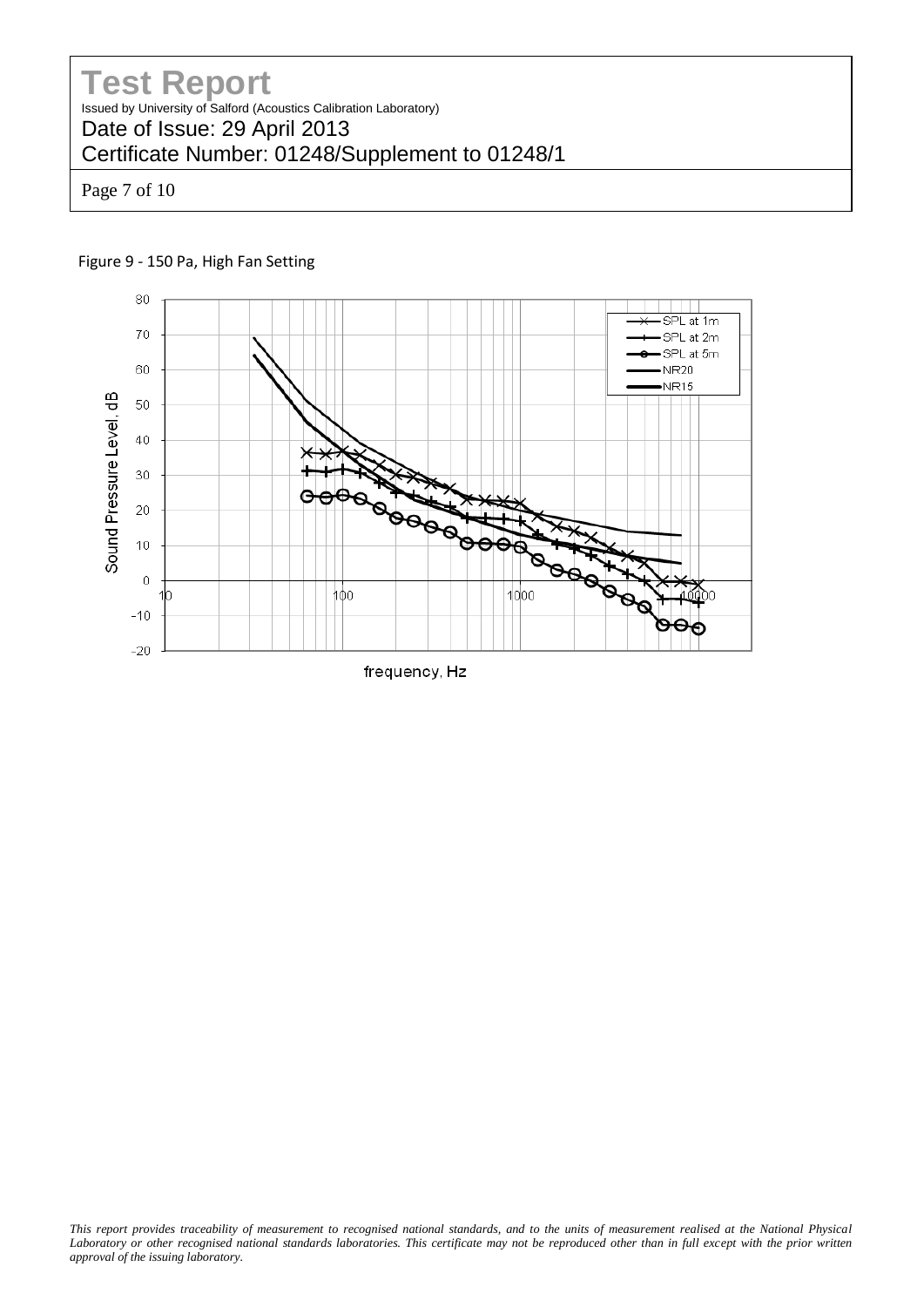Figure 9 - 150 Pa, High Fan Setting

This report provides traceability of measurement to recognised national standards, and to the units of measurement realised at the National Physical Laboratory or other recognised national standards laboratories. This certificate may not be reproduced other than in full except with the prior written approval of the issuing laboratory.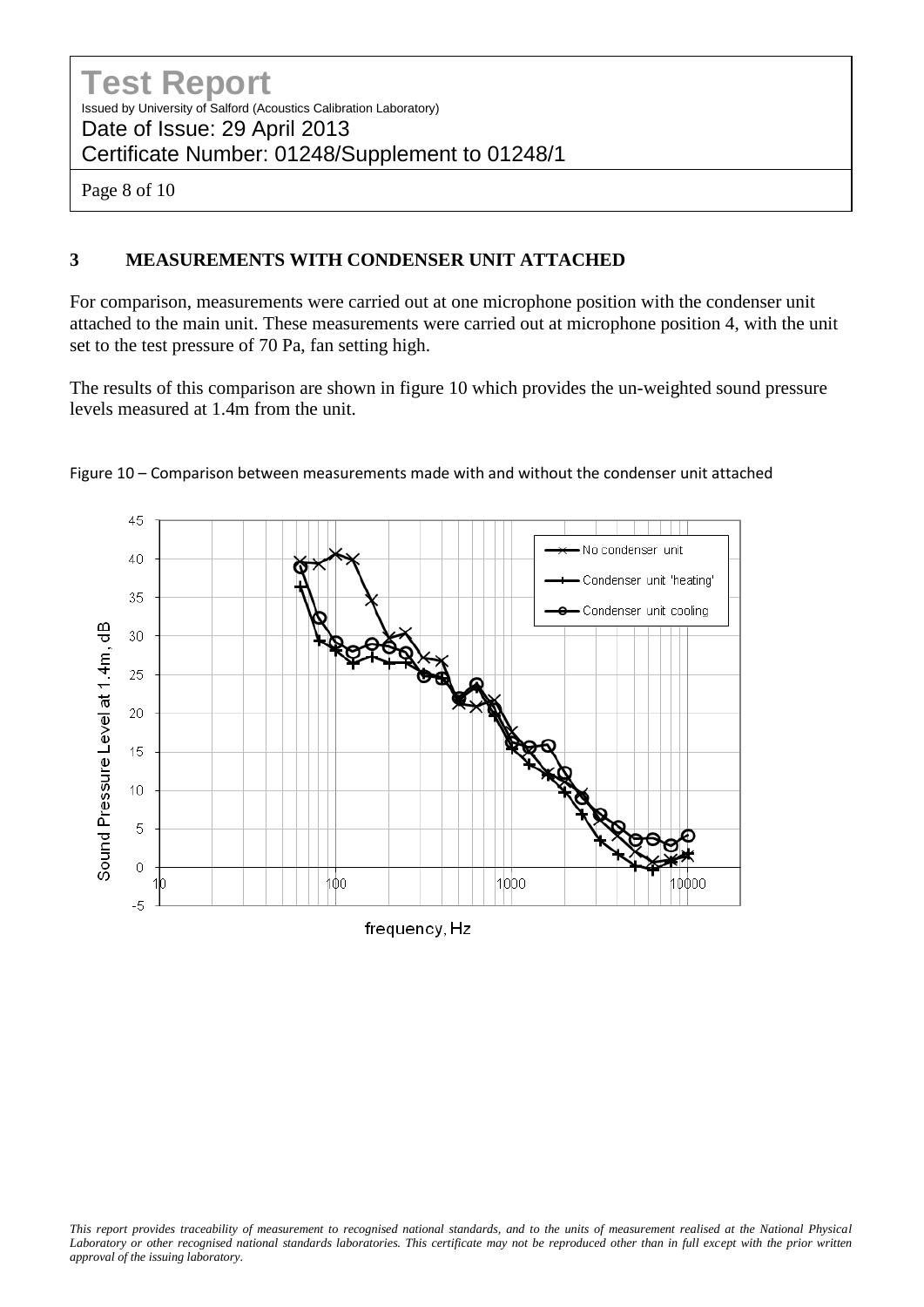## 3 MEASUREMENTS WITH CONDENSER UNIT ATTACHED

For comparison, measurements were carried out at one microphone position with the condenser unit attached to the main unit. These measurements were carried out at microphone position 4, with the unit set to the test pressure of 70 Pa, fan setting high.

The results of this comparison are shown in figure 10 which provides the un-weighted sound pressure levels measured at 1.4m from the unit.

Figure 10 – Comparison between measurements made with and without the condenser unit attached

*This report provides traceability of measurement to recognised national standards, and to the units of measurement realised at the National Physical Laboratory or other recognised national standards laboratories. This certificate may not be reproduced other than in full except with the prior written approval of the issuing laboratory.*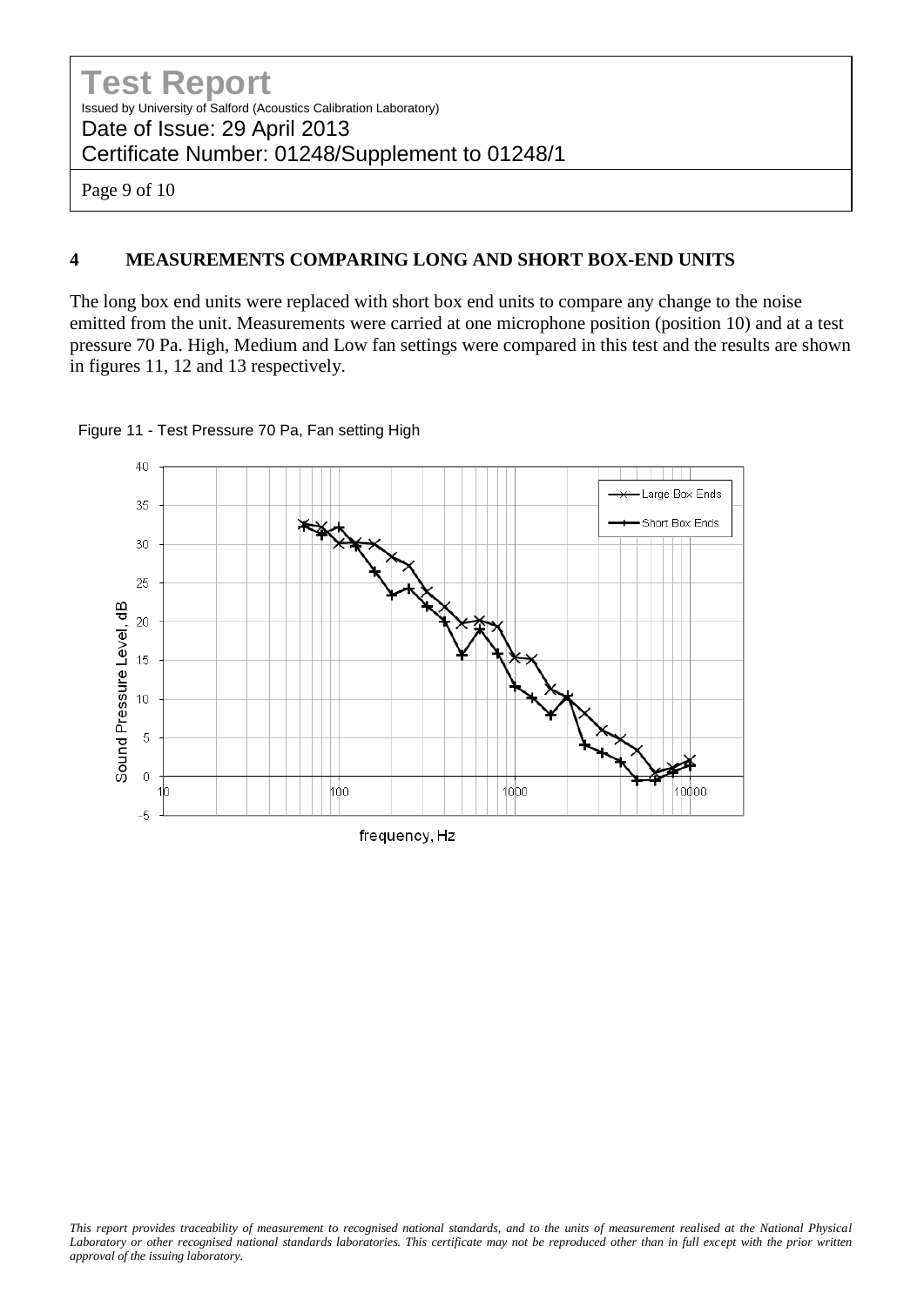## 4 MEASUREMENTS COMPARING LONG AND SHORT BOX-END UNITS

The long box end units were replaced with short box end units to compare any change to the noise emitted from the unit. Measurements were carried at one microphone position (position 10) and at a test pressure 70 Pa. High, Medium and Low fan settings were compared in this test and the results are shown in figures 11, 12 and 13 respectively.

Figure 11 - Test Pressure 70 Pa, Fan setting High

*This report provides traceability of measurement to recognised national standards, and to the units of measurement realised at the National Physical Laboratory or other recognised national standards laboratories. This certificate may not be reproduced other than in full except with the prior written approval of the issuing laboratory.*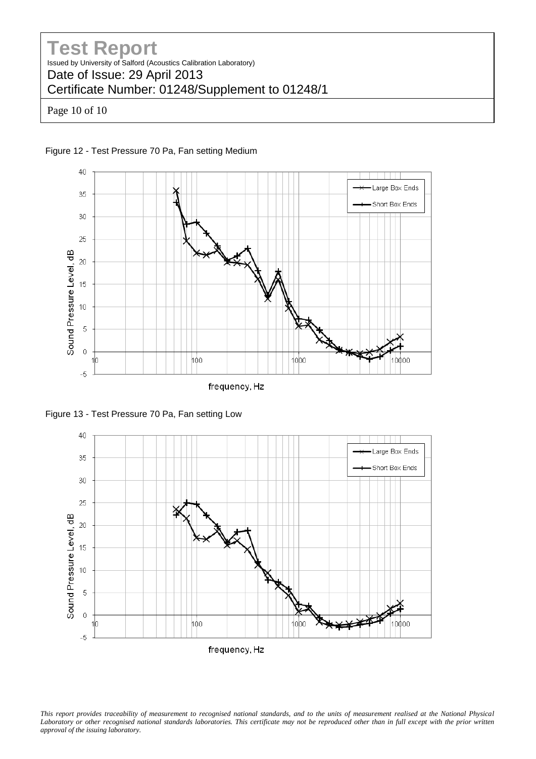Figure 12 - Test Pressure 70 Pa, Fan setting Medium

Sound Pressure Level, dB

40
35
30
25
20
15
10
5
0
-5

10
100
1000
10000

frequency, Hz

Large Box Ends
Short Box Ends

Figure 13 - Test Pressure 70 Pa, Fan setting Low

Sound Pressure Level, dB

40
35
30
25
20
15
10
5
0
-5

10
100
1000
10000

frequency, Hz

Large Box Ends
Short Box Ends

*This report provides traceability of measurement to recognised national standards, and to the units of measurement realised at the National Physical Laboratory or other recognised national standards laboratories. This certificate may not be reproduced other than in full except with the prior written approval of the issuing laboratory.*